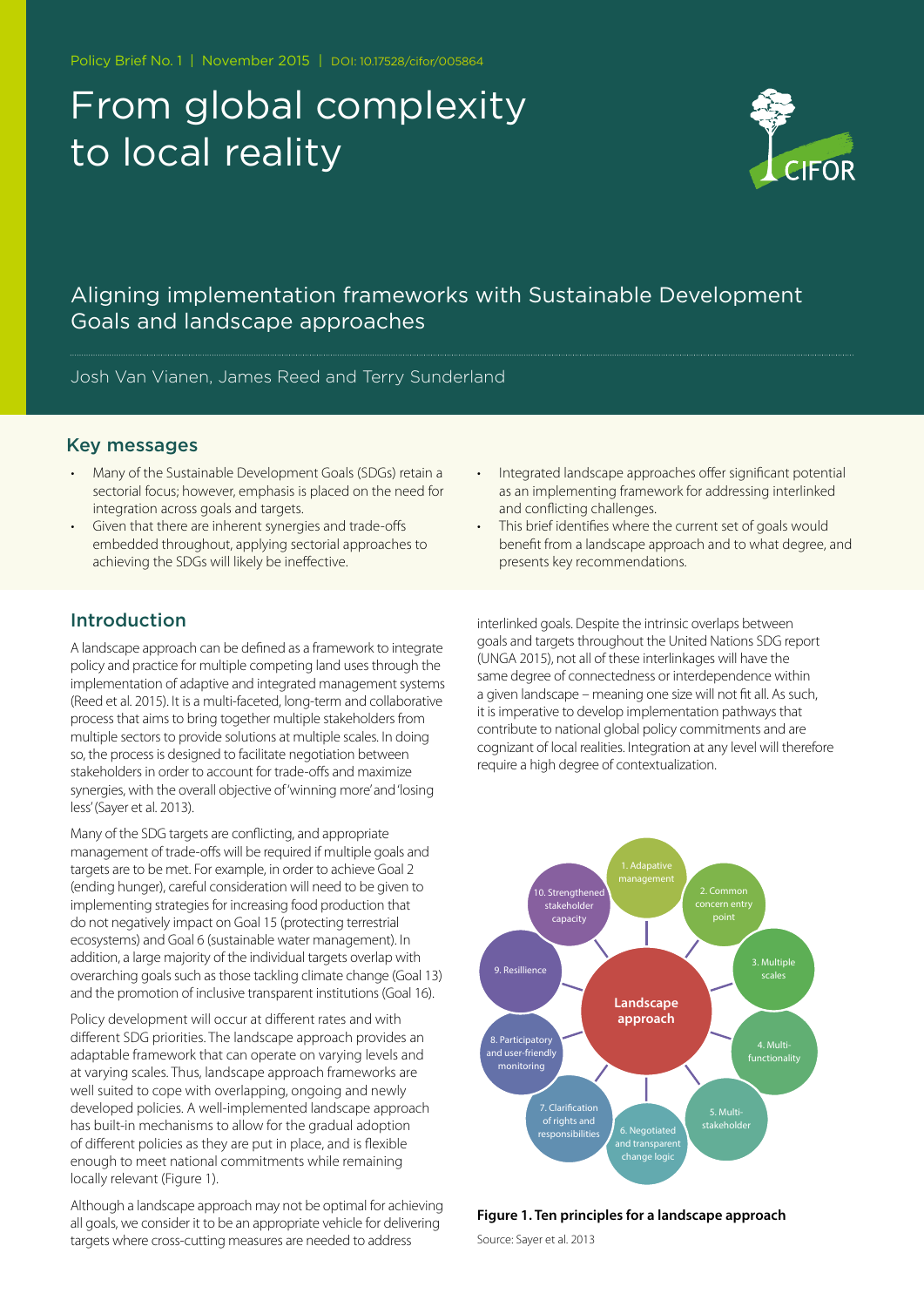Policy Brief No. 1 | November 2015 | DOI: 10.17528/cifor/005864

# From global complexity to local reality

## Aligning implementation frameworks with Sustainable Development Goals and landscape approaches

Josh Van Vianen, James Reed and Terry Sunderland

## Key messages

- Many of the Sustainable Development Goals (SDGs) retain a sectorial focus; however, emphasis is placed on the need for integration across goals and targets.
- Given that there are inherent synergies and trade-offs embedded throughout, applying sectorial approaches to achieving the SDGs will likely be ineffective.
- Integrated landscape approaches offer significant potential as an implementing framework for addressing interlinked and conflicting challenges.
- This brief identifies where the current set of goals would benefit from a landscape approach and to what degree, and presents key recommendations.

## Introduction

A landscape approach can be defined as a framework to integrate policy and practice for multiple competing land uses through the implementation of adaptive and integrated management systems (Reed et al. 2015). It is a multi-faceted, long-term and collaborative process that aims to bring together multiple stakeholders from multiple sectors to provide solutions at multiple scales. In doing so, the process is designed to facilitate negotiation between stakeholders in order to account for trade-offs and maximize synergies, with the overall objective of 'winning more' and 'losing less' (Sayer et al. 2013).

Many of the SDG targets are conflicting, and appropriate management of trade-offs will be required if multiple goals and targets are to be met. For example, in order to achieve Goal 2 (ending hunger), careful consideration will need to be given to implementing strategies for increasing food production that do not negatively impact on Goal 15 (protecting terrestrial ecosystems) and Goal 6 (sustainable water management). In addition, a large majority of the individual targets overlap with overarching goals such as those tackling climate change (Goal 13) and the promotion of inclusive transparent institutions (Goal 16).

Policy development will occur at different rates and with different SDG priorities. The landscape approach provides an adaptable framework that can operate on varying levels and at varying scales. Thus, landscape approach frameworks are well suited to cope with overlapping, ongoing and newly developed policies. A well-implemented landscape approach has built-in mechanisms to allow for the gradual adoption of different policies as they are put in place, and is flexible enough to meet national commitments while remaining locally relevant (Figure 1).

Although a landscape approach may not be optimal for achieving all goals, we consider it to be an appropriate vehicle for delivering targets where cross-cutting measures are needed to address interlinked goals. Despite the intrinsic overlaps between goals and targets throughout the United Nations SDG report (UNGA 2015), not all of these interlinkages will have the same degree of connectedness or interdependence within a given landscape – meaning one size will not fit all. As such, it is imperative to develop implementation pathways that contribute to national global policy commitments and are cognizant of local realities. Integration at any level will therefore require a high degree of contextualization.

Landscape approach: 1. Adapative management; 2. Common concern entry point; 3. Multiple scales; 4. Multi-functionality; 5. Multi-stakeholder; 6. Negotiated and transparent change logic; 7. Clarification of rights and responsibilities; 8. Participatory and user-friendly monitoring; 9. Resilience; 10. Strengthened stakeholder capacity

**Figure 1. Ten principles for a landscape approach**

Source: Sayer et al. 2013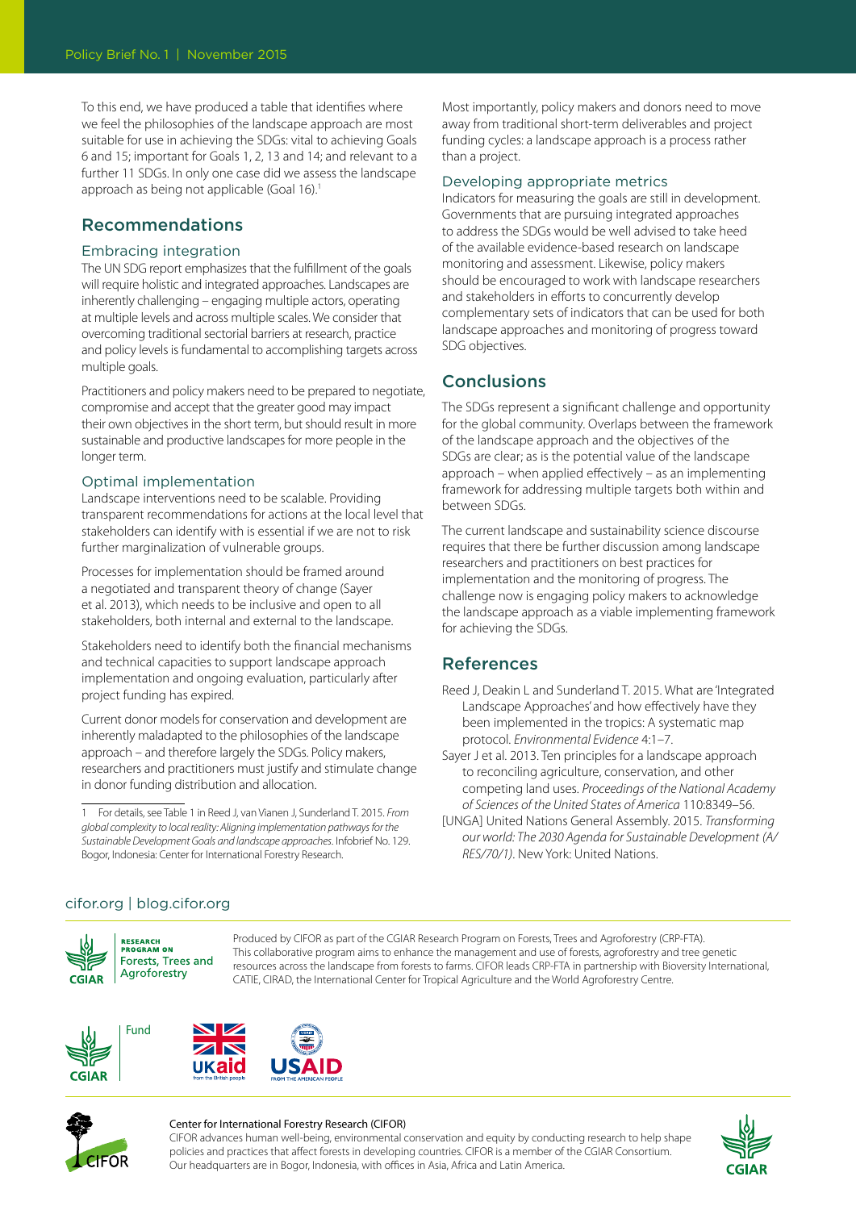To this end, we have produced a table that identifies where we feel the philosophies of the landscape approach are most suitable for use in achieving the SDGs: vital to achieving Goals 6 and 15; important for Goals 1, 2, 13 and 14; and relevant to a further 11 SDGs. In only one case did we assess the landscape approach as being not applicable (Goal 16).[1]

## Recommendations

### Embracing integration

The UN SDG report emphasizes that the fulfillment of the goals will require holistic and integrated approaches. Landscapes are inherently challenging – engaging multiple actors, operating at multiple levels and across multiple scales. We consider that overcoming traditional sectorial barriers at research, practice and policy levels is fundamental to accomplishing targets across multiple goals.

Practitioners and policy makers need to be prepared to negotiate, compromise and accept that the greater good may impact their own objectives in the short term, but should result in more sustainable and productive landscapes for more people in the longer term.

### Optimal implementation

Landscape interventions need to be scalable. Providing transparent recommendations for actions at the local level that stakeholders can identify with is essential if we are not to risk further marginalization of vulnerable groups.

Processes for implementation should be framed around a negotiated and transparent theory of change (Sayer et al. 2013), which needs to be inclusive and open to all stakeholders, both internal and external to the landscape.

Stakeholders need to identify both the financial mechanisms and technical capacities to support landscape approach implementation and ongoing evaluation, particularly after project funding has expired.

Current donor models for conservation and development are inherently maladapted to the philosophies of the landscape approach – and therefore largely the SDGs. Policy makers, researchers and practitioners must justify and stimulate change in donor funding distribution and allocation.

Most importantly, policy makers and donors need to move away from traditional short-term deliverables and project funding cycles: a landscape approach is a process rather than a project.

### Developing appropriate metrics

Indicators for measuring the goals are still in development. Governments that are pursuing integrated approaches to address the SDGs would be well advised to take heed of the available evidence-based research on landscape monitoring and assessment. Likewise, policy makers should be encouraged to work with landscape researchers and stakeholders in efforts to concurrently develop complementary sets of indicators that can be used for both landscape approaches and monitoring of progress toward SDG objectives.

## Conclusions

The SDGs represent a significant challenge and opportunity for the global community. Overlaps between the framework of the landscape approach and the objectives of the SDGs are clear; as is the potential value of the landscape approach – when applied effectively – as an implementing framework for addressing multiple targets both within and between SDGs.

The current landscape and sustainability science discourse requires that there be further discussion among landscape researchers and practitioners on best practices for implementation and the monitoring of progress. The challenge now is engaging policy makers to acknowledge the landscape approach as a viable implementing framework for achieving the SDGs.

## References

Reed J, Deakin L and Sunderland T. 2015. What are 'Integrated Landscape Approaches' and how effectively have they been implemented in the tropics: A systematic map protocol. *Environmental Evidence* 4:1–7.

Sayer J et al. 2013. Ten principles for a landscape approach to reconciling agriculture, conservation, and other competing land uses. *Proceedings of the National Academy of Sciences of the United States of America* 110:8349–56.

[UNGA] United Nations General Assembly. 2015. *Transforming our world: The 2030 Agenda for Sustainable Development (A/RES/70/1)*. New York: United Nations.

---

1 For details, see Table 1 in Reed J, van Vianen J, Sunderland T. 2015. *From global complexity to local reality: Aligning implementation pathways for the Sustainable Development Goals and landscape approaches*. Infobrief No. 129. Bogor, Indonesia: Center for International Forestry Research.

cifor.org | blog.cifor.org

Produced by CIFOR as part of the CGIAR Research Program on Forests, Trees and Agroforestry (CRP-FTA). This collaborative program aims to enhance the management and use of forests, agroforestry and tree genetic resources across the landscape from forests to farms. CIFOR leads CRP-FTA in partnership with Bioversity International, CATIE, CIRAD, the International Center for Tropical Agriculture and the World Agroforestry Centre.

**Center for International Forestry Research (CIFOR)**
CIFOR advances human well-being, environmental conservation and equity by conducting research to help shape policies and practices that affect forests in developing countries. CIFOR is a member of the CGIAR Consortium. Our headquarters are in Bogor, Indonesia, with offices in Asia, Africa and Latin America.